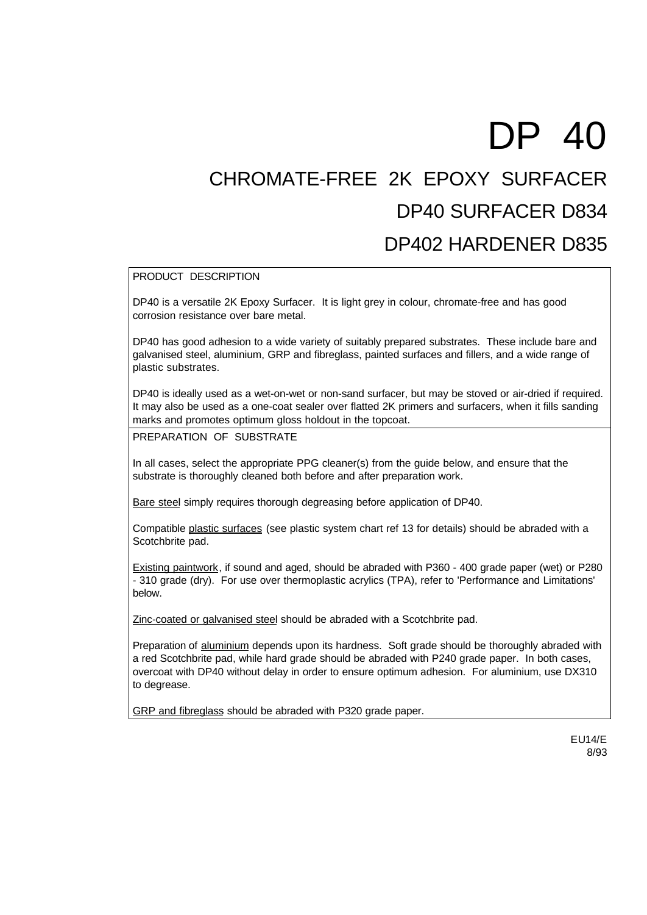# DP 40

## CHROMATE-FREE 2K EPOXY SURFACER

## DP40 SURFACER D834

## DP402 HARDENER D835

### PRODUCT DESCRIPTION

DP40 is a versatile 2K Epoxy Surfacer. It is light grey in colour, chromate-free and has good corrosion resistance over bare metal.

DP40 has good adhesion to a wide variety of suitably prepared substrates. These include bare and galvanised steel, aluminium, GRP and fibreglass, painted surfaces and fillers, and a wide range of plastic substrates.

DP40 is ideally used as a wet-on-wet or non-sand surfacer, but may be stoved or air-dried if required. It may also be used as a one-coat sealer over flatted 2K primers and surfacers, when it fills sanding marks and promotes optimum gloss holdout in the topcoat.

### PREPARATION OF SUBSTRATE

In all cases, select the appropriate PPG cleaner(s) from the guide below, and ensure that the substrate is thoroughly cleaned both before and after preparation work.

<u>Bare steel</u> simply requires thorough degreasing before application of DP40.

Compatible <u>plastic surfaces</u> (see plastic system chart ref 13 for details) should be abraded with a Scotchbrite pad.

<u>Existing paintwork</u>, if sound and aged, should be abraded with P360 - 400 grade paper (wet) or P280 - 310 grade (dry). For use over thermoplastic acrylics (TPA), refer to 'Performance and Limitations' below.

<u>Zinc-coated or galvanised steel</u> should be abraded with a Scotchbrite pad.

Preparation of <u>aluminium</u> depends upon its hardness. Soft grade should be thoroughly abraded with a red Scotchbrite pad, while hard grade should be abraded with P240 grade paper. In both cases, overcoat with DP40 without delay in order to ensure optimum adhesion. For aluminium, use DX310 to degrease.

<u>GRP and fibreglass</u> should be abraded with P320 grade paper.

EU14/E
8/93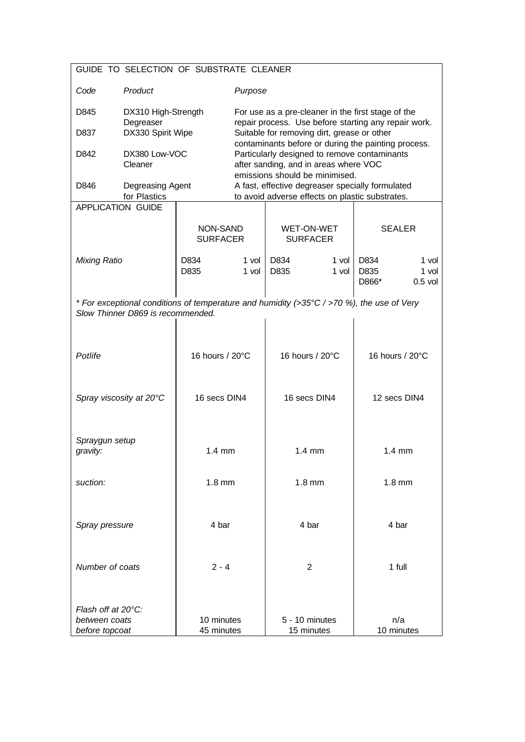## GUIDE TO SELECTION OF SUBSTRATE CLEANER

| *Code* | *Product* | *Purpose* |
|---|---|---|
| D845 | DX310 High-Strength Degreaser | For use as a pre-cleaner in the first stage of the repair process. Use before starting any repair work. |
| D837 | DX330 Spirit Wipe | Suitable for removing dirt, grease or other contaminants before or during the painting process. |
| D842 | DX380 Low-VOC Cleaner | Particularly designed to remove contaminants after sanding, and in areas where VOC emissions should be minimised. |
| D846 | Degreasing Agent for Plastics | A fast, effective degreaser specially formulated to avoid adverse effects on plastic substrates. |

## APPLICATION GUIDE

| | NON-SAND SURFACER | WET-ON-WET SURFACER | SEALER |
|---|---|---|---|
| *Mixing Ratio* | D834 1 vol<br>D835 1 vol | D834 1 vol<br>D835 1 vol | D834 1 vol<br>D835 1 vol<br>D866* 0.5 vol |
| *Potlife* | 16 hours / 20°C | 16 hours / 20°C | 16 hours / 20°C |
| *Spray viscosity at 20°C* | 16 secs DIN4 | 16 secs DIN4 | 12 secs DIN4 |
| *Spraygun setup*<br>*gravity:* | 1.4 mm | 1.4 mm | 1.4 mm |
| *suction:* | 1.8 mm | 1.8 mm | 1.8 mm |
| *Spray pressure* | 4 bar | 4 bar | 4 bar |
| *Number of coats* | 2 - 4 | 2 | 1 full |
| *Flash off at 20°C:*<br>*between coats*<br>*before topcoat* | <br>10 minutes<br>45 minutes | <br>5 - 10 minutes<br>15 minutes | <br>n/a<br>10 minutes |

*\* For exceptional conditions of temperature and humidity (>35°C / >70 %), the use of Very Slow Thinner D869 is recommended.*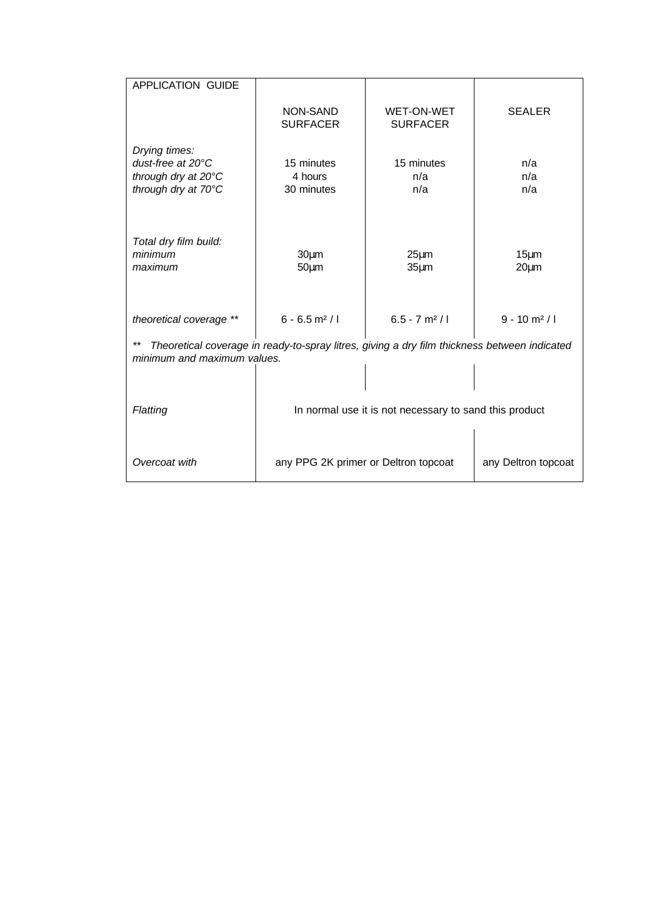| APPLICATION GUIDE | NON-SAND SURFACER | WET-ON-WET SURFACER | SEALER |
|---|---|---|---|
| *Drying times:* | | | |
| *dust-free at 20°C* | 15 minutes | 15 minutes | n/a |
| *through dry at 20°C* | 4 hours | n/a | n/a |
| *through dry at 70°C* | 30 minutes | n/a | n/a |
| *Total dry film build:* | | | |
| *minimum* | 30µm | 25µm | 15µm |
| *maximum* | 50µm | 35µm | 20µm |
| *theoretical coverage ** * | 6 - 6.5 m² / l | 6.5 - 7 m² / l | 9 - 10 m² / l |
| *Flatting* | In normal use it is not necessary to sand this product | | |
| *Overcoat with* | any PPG 2K primer or Deltron topcoat | | any Deltron topcoat |

*** Theoretical coverage in ready-to-spray litres, giving a dry film thickness between indicated minimum and maximum values.*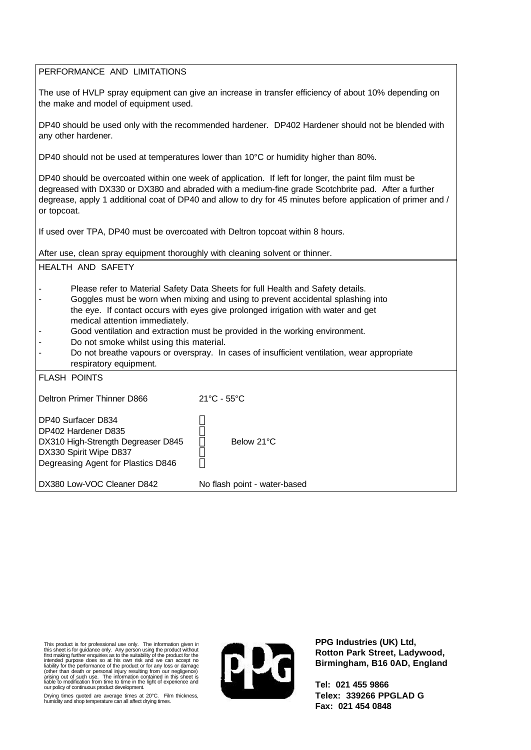## PERFORMANCE AND LIMITATIONS

The use of HVLP spray equipment can give an increase in transfer efficiency of about 10% depending on the make and model of equipment used.

DP40 should be used only with the recommended hardener. DP402 Hardener should not be blended with any other hardener.

DP40 should not be used at temperatures lower than 10°C or humidity higher than 80%.

DP40 should be overcoated within one week of application. If left for longer, the paint film must be degreased with DX330 or DX380 and abraded with a medium-fine grade Scotchbrite pad. After a further degrease, apply 1 additional coat of DP40 and allow to dry for 45 minutes before application of primer and / or topcoat.

If used over TPA, DP40 must be overcoated with Deltron topcoat within 8 hours.

After use, clean spray equipment thoroughly with cleaning solvent or thinner.

## HEALTH AND SAFETY

- Please refer to Material Safety Data Sheets for full Health and Safety details.
- Goggles must be worn when mixing and using to prevent accidental splashing into the eye. If contact occurs with eyes give prolonged irrigation with water and get medical attention immediately.
- Good ventilation and extraction must be provided in the working environment.
- Do not smoke whilst using this material.
- Do not breathe vapours or overspray. In cases of insufficient ventilation, wear appropriate respiratory equipment.

## FLASH POINTS

| | |
|---|---|
| Deltron Primer Thinner D866 | 21°C - 55°C |
| DP40 Surfacer D834 | Below 21°C |
| DP402 Hardener D835 | Below 21°C |
| DX310 High-Strength Degreaser D845 | Below 21°C |
| DX330 Spirit Wipe D837 | Below 21°C |
| Degreasing Agent for Plastics D846 | Below 21°C |
| DX380 Low-VOC Cleaner D842 | No flash point - water-based |

This product is for professional use only. The information given in this sheet is for guidance only. Any person using the product without first making further enquiries as to the suitability of the product for the intended purpose does so at his own risk and we can accept no liability for the performance of the product or for any loss or damage (other than death or personal injury resulting from our negligence) arising out of such use. The information contained in this sheet is liable to modification from time to time in the light of experience and our policy of continuous product development.

Drying times quoted are average times at 20°C. Film thickness, humidity and shop temperature can all affect drying times.

**PPG Industries (UK) Ltd,**
**Rotton Park Street, Ladywood,**
**Birmingham, B16 0AD, England**

**Tel: 021 455 9866**
**Telex: 339266 PPGLAD G**
**Fax: 021 454 0848**